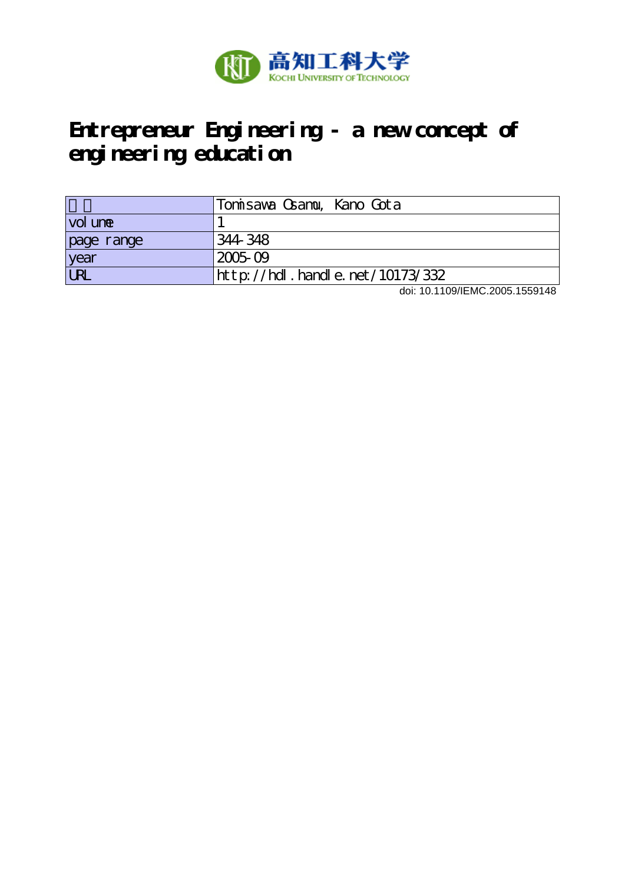高知工科大学
Kochi University of Technology

# Entrepreneur Engineering - a new concept of engineering education

| 著者 | Tomisawa Osamu, Kano Gota |
|---|---|
| volume | 1 |
| page range | 344-348 |
| year | 2005-09 |
| URL | http://hdl.handle.net/10173/332 |

doi: 10.1109/IEMC.2005.1559148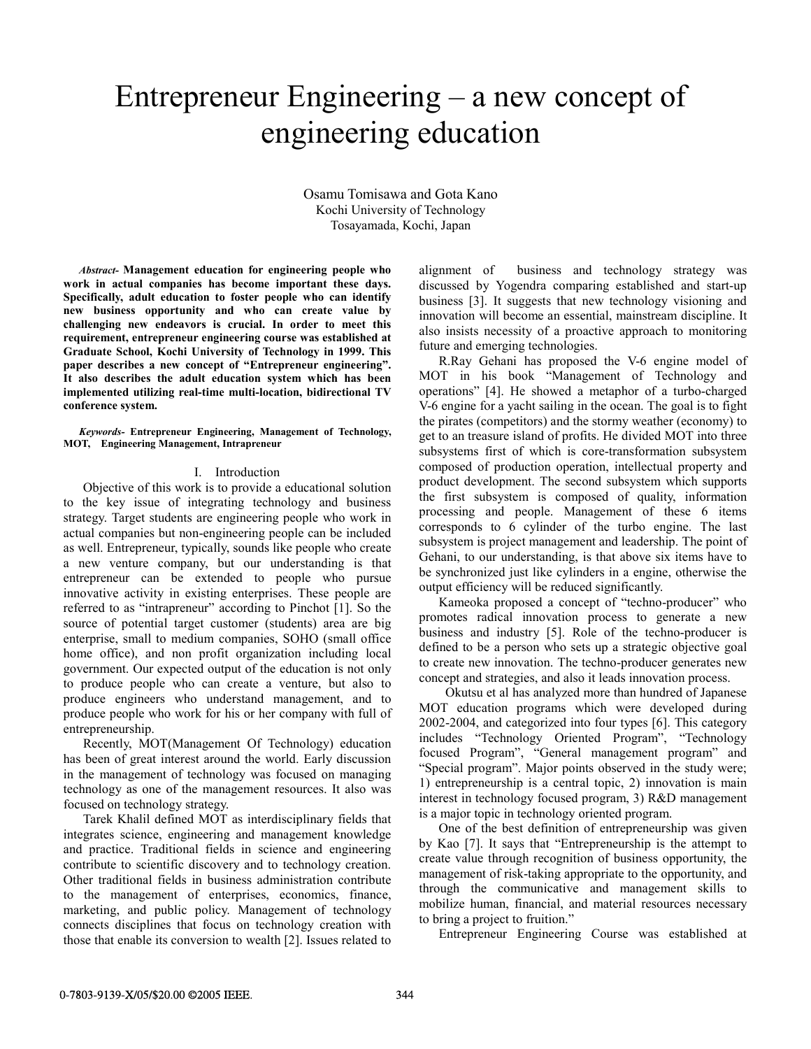# Entrepreneur Engineering – a new concept of engineering education

Osamu Tomisawa and Gota Kano
Kochi University of Technology
Tosayamada, Kochi, Japan

***Abstract*- Management education for engineering people who work in actual companies has become important these days. Specifically, adult education to foster people who can identify new business opportunity and who can create value by challenging new endeavors is crucial. In order to meet this requirement, entrepreneur engineering course was established at Graduate School, Kochi University of Technology in 1999. This paper describes a new concept of "Entrepreneur engineering". It also describes the adult education system which has been implemented utilizing real-time multi-location, bidirectional TV conference system.**

***Keywords*- Entrepreneur Engineering, Management of Technology, MOT, Engineering Management, Intrapreneur**

## I. Introduction

Objective of this work is to provide a educational solution to the key issue of integrating technology and business strategy. Target students are engineering people who work in actual companies but non-engineering people can be included as well. Entrepreneur, typically, sounds like people who create a new venture company, but our understanding is that entrepreneur can be extended to people who pursue innovative activity in existing enterprises. These people are referred to as "intrapreneur" according to Pinchot [1]. So the source of potential target customer (students) area are big enterprise, small to medium companies, SOHO (small office home office), and non profit organization including local government. Our expected output of the education is not only to produce people who can create a venture, but also to produce engineers who understand management, and to produce people who work for his or her company with full of entrepreneurship.

Recently, MOT(Management Of Technology) education has been of great interest around the world. Early discussion in the management of technology was focused on managing technology as one of the management resources. It also was focused on technology strategy.

Tarek Khalil defined MOT as interdisciplinary fields that integrates science, engineering and management knowledge and practice. Traditional fields in science and engineering contribute to scientific discovery and to technology creation. Other traditional fields in business administration contribute to the management of enterprises, economics, finance, marketing, and public policy. Management of technology connects disciplines that focus on technology creation with those that enable its conversion to wealth [2]. Issues related to alignment of business and technology strategy was discussed by Yogendra comparing established and start-up business [3]. It suggests that new technology visioning and innovation will become an essential, mainstream discipline. It also insists necessity of a proactive approach to monitoring future and emerging technologies.

R.Ray Gehani has proposed the V-6 engine model of MOT in his book "Management of Technology and operations" [4]. He showed a metaphor of a turbo-charged V-6 engine for a yacht sailing in the ocean. The goal is to fight the pirates (competitors) and the stormy weather (economy) to get to an treasure island of profits. He divided MOT into three subsystems first of which is core-transformation subsystem composed of production operation, intellectual property and product development. The second subsystem which supports the first subsystem is composed of quality, information processing and people. Management of these 6 items corresponds to 6 cylinder of the turbo engine. The last subsystem is project management and leadership. The point of Gehani, to our understanding, is that above six items have to be synchronized just like cylinders in a engine, otherwise the output efficiency will be reduced significantly.

Kameoka proposed a concept of "techno-producer" who promotes radical innovation process to generate a new business and industry [5]. Role of the techno-producer is defined to be a person who sets up a strategic objective goal to create new innovation. The techno-producer generates new concept and strategies, and also it leads innovation process.

Okutsu et al has analyzed more than hundred of Japanese MOT education programs which were developed during 2002-2004, and categorized into four types [6]. This category includes "Technology Oriented Program", "Technology focused Program", "General management program" and "Special program". Major points observed in the study were; 1) entrepreneurship is a central topic, 2) innovation is main interest in technology focused program, 3) R&D management is a major topic in technology oriented program.

One of the best definition of entrepreneurship was given by Kao [7]. It says that "Entrepreneurship is the attempt to create value through recognition of business opportunity, the management of risk-taking appropriate to the opportunity, and through the communicative and management skills to mobilize human, financial, and material resources necessary to bring a project to fruition."

Entrepreneur Engineering Course was established at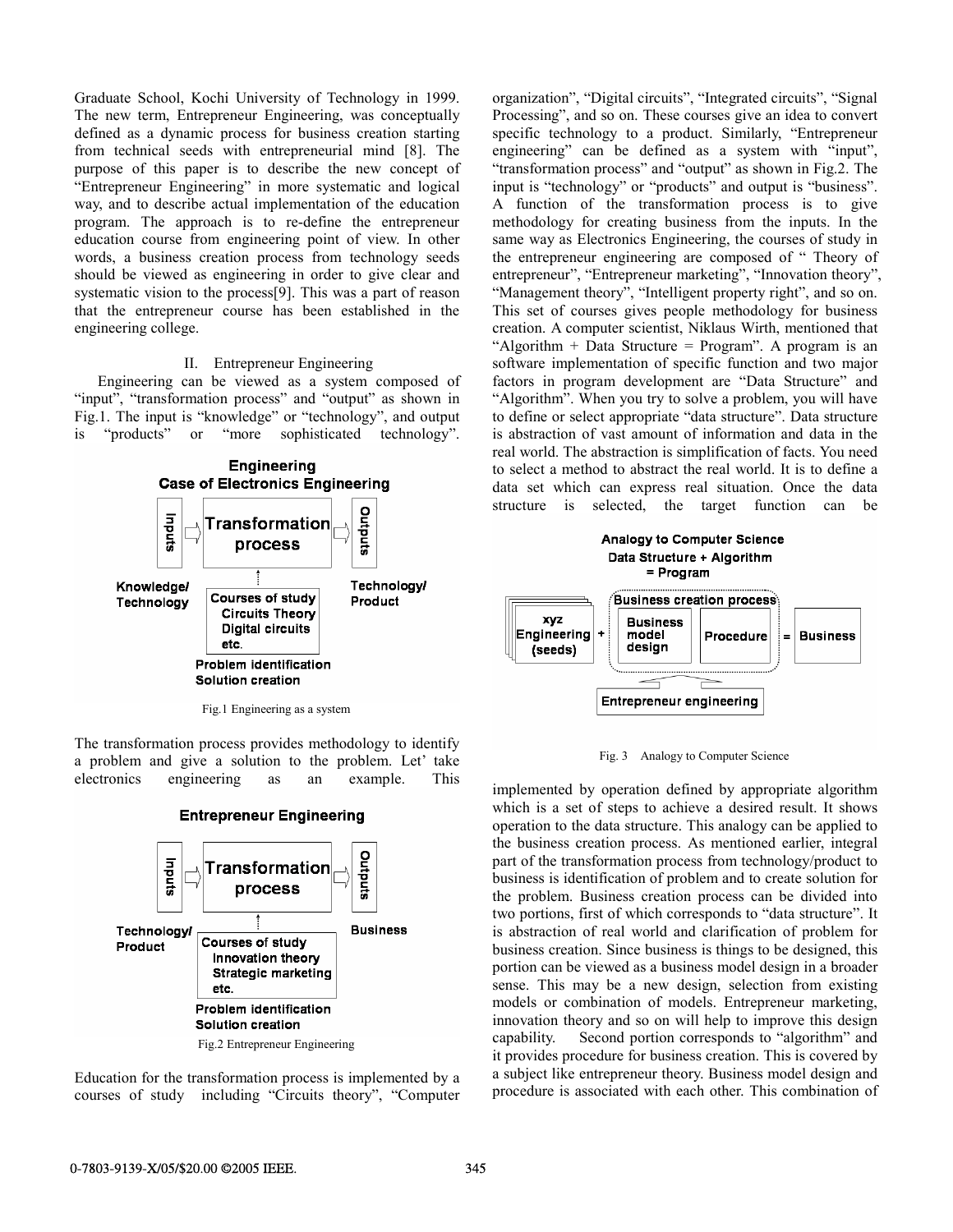Graduate School, Kochi University of Technology in 1999. The new term, Entrepreneur Engineering, was conceptually defined as a dynamic process for business creation starting from technical seeds with entrepreneurial mind [8]. The purpose of this paper is to describe the new concept of "Entrepreneur Engineering" in more systematic and logical way, and to describe actual implementation of the education program. The approach is to re-define the entrepreneur education course from engineering point of view. In other words, a business creation process from technology seeds should be viewed as engineering in order to give clear and systematic vision to the process[9]. This was a part of reason that the entrepreneur course has been established in the engineering college.

## II. Entrepreneur Engineering

Engineering can be viewed as a system composed of "input", "transformation process" and "output" as shown in Fig.1. The input is "knowledge" or "technology", and output is "products" or "more sophisticated technology".

Engineering
Case of Electronics Engineering
Inputs
Transformation process
Outputs
Knowledge/ Technology
Courses of study
Circuits Theory
Digital circuits
etc.
Technology/ Product
Problem identification
Solution creation

Fig.1 Engineering as a system

The transformation process provides methodology to identify a problem and give a solution to the problem. Let' take electronics engineering as an example. This

Entrepreneur Engineering
Inputs
Transformation process
Outputs
Technology/ Product
Courses of study
Innovation theory
Strategic marketing
etc.
Business
Problem identification
Solution creation

Fig.2 Entrepreneur Engineering

Education for the transformation process is implemented by a courses of study including "Circuits theory", "Computer organization", "Digital circuits", "Integrated circuits", "Signal Processing", and so on. These courses give an idea to convert specific technology to a product. Similarly, "Entrepreneur engineering" can be defined as a system with "input", "transformation process" and "output" as shown in Fig.2. The input is "technology" or "products" and output is "business". A function of the transformation process is to give methodology for creating business from the inputs. In the same way as Electronics Engineering, the courses of study in the entrepreneur engineering are composed of " Theory of entrepreneur", "Entrepreneur marketing", "Innovation theory", "Management theory", "Intelligent property right", and so on. This set of courses gives people methodology for business creation. A computer scientist, Niklaus Wirth, mentioned that "Algorithm + Data Structure = Program". A program is an software implementation of specific function and two major factors in program development are "Data Structure" and "Algorithm". When you try to solve a problem, you will have to define or select appropriate "data structure". Data structure is abstraction of vast amount of information and data in the real world. The abstraction is simplification of facts. You need to select a method to abstract the real world. It is to define a data set which can express real situation. Once the data structure is selected, the target function can be

Analogy to Computer Science
Data Structure + Algorithm = Program
xyz Engineering (seeds)
+
Business creation process
Business model design
Procedure
=
Business
Entrepreneur engineering

Fig. 3 Analogy to Computer Science

implemented by operation defined by appropriate algorithm which is a set of steps to achieve a desired result. It shows operation to the data structure. This analogy can be applied to the business creation process. As mentioned earlier, integral part of the transformation process from technology/product to business is identification of problem and to create solution for the problem. Business creation process can be divided into two portions, first of which corresponds to "data structure". It is abstraction of real world and clarification of problem for business creation. Since business is things to be designed, this portion can be viewed as a business model design in a broader sense. This may be a new design, selection from existing models or combination of models. Entrepreneur marketing, innovation theory and so on will help to improve this design capability. Second portion corresponds to "algorithm" and it provides procedure for business creation. This is covered by a subject like entrepreneur theory. Business model design and procedure is associated with each other. This combination of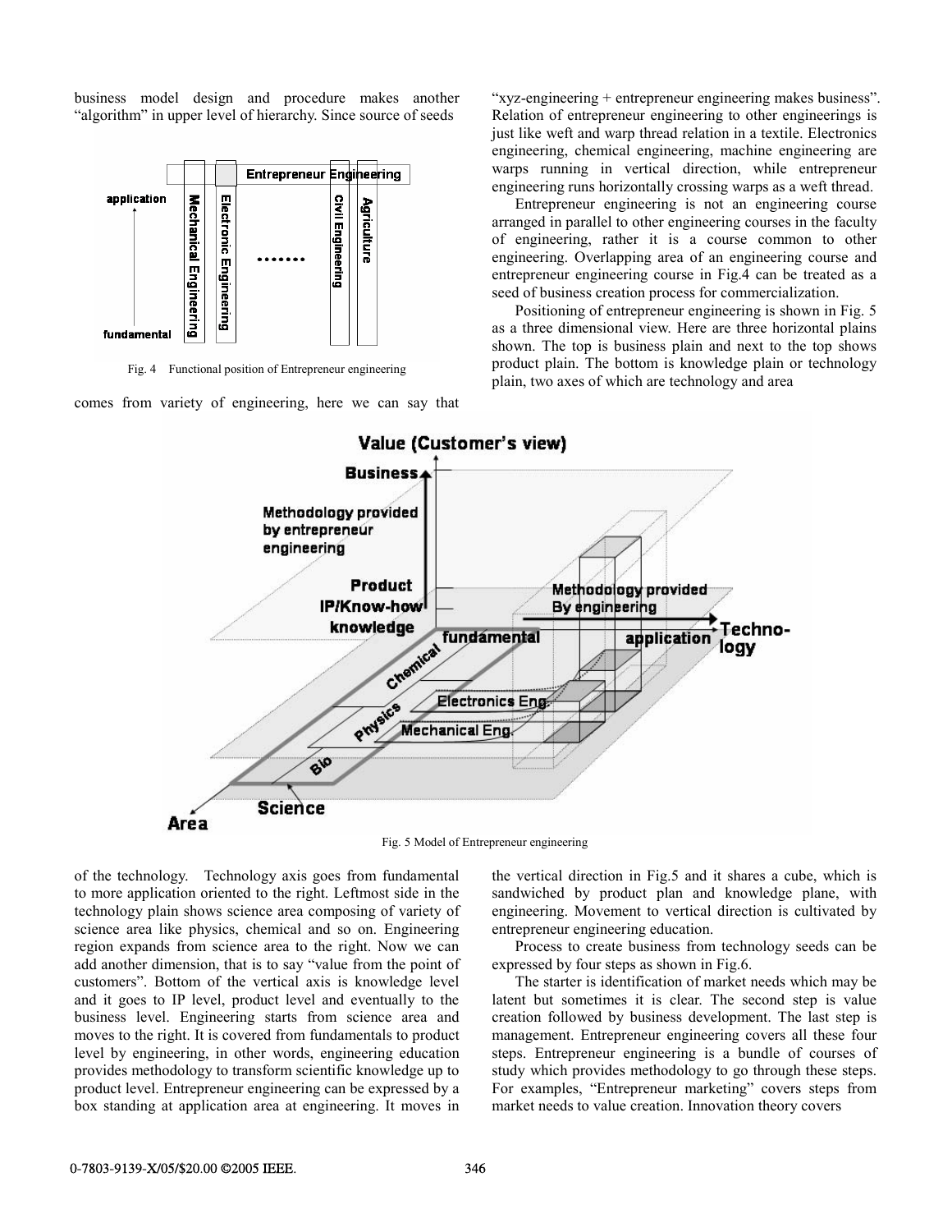business model design and procedure makes another "algorithm" in upper level of hierarchy. Since source of seeds comes from variety of engineering, here we can say that

Fig. 4 Functional position of Entrepreneur engineering

"xyz-engineering + entrepreneur engineering makes business". Relation of entrepreneur engineering to other engineerings is just like weft and warp thread relation in a textile. Electronics engineering, chemical engineering, machine engineering are warps running in vertical direction, while entrepreneur engineering runs horizontally crossing warps as a weft thread.

Entrepreneur engineering is not an engineering course arranged in parallel to other engineering courses in the faculty of engineering, rather it is a course common to other engineering. Overlapping area of an engineering course and entrepreneur engineering course in Fig.4 can be treated as a seed of business creation process for commercialization.

Positioning of entrepreneur engineering is shown in Fig. 5 as a three dimensional view. Here are three horizontal plains shown. The top is business plain and next to the top shows product plain. The bottom is knowledge plain or technology plain, two axes of which are technology and area of the technology. Technology axis goes from fundamental to more application oriented to the right. Leftmost side in the technology plain shows science area composing of variety of science area like physics, chemical and so on. Engineering region expands from science area to the right. Now we can add another dimension, that is to say "value from the point of customers". Bottom of the vertical axis is knowledge level and it goes to IP level, product level and eventually to the business level. Engineering starts from science area and moves to the right. It is covered from fundamentals to product level by engineering, in other words, engineering education provides methodology to transform scientific knowledge up to product level. Entrepreneur engineering can be expressed by a box standing at application area at engineering. It moves in the vertical direction in Fig.5 and it shares a cube, which is sandwiched by product plan and knowledge plane, with engineering. Movement to vertical direction is cultivated by entrepreneur engineering education.

Fig. 5 Model of Entrepreneur engineering

Process to create business from technology seeds can be expressed by four steps as shown in Fig.6.

The starter is identification of market needs which may be latent but sometimes it is clear. The second step is value creation followed by business development. The last step is management. Entrepreneur engineering covers all these four steps. Entrepreneur engineering is a bundle of courses of study which provides methodology to go through these steps. For examples, "Entrepreneur marketing" covers steps from market needs to value creation. Innovation theory covers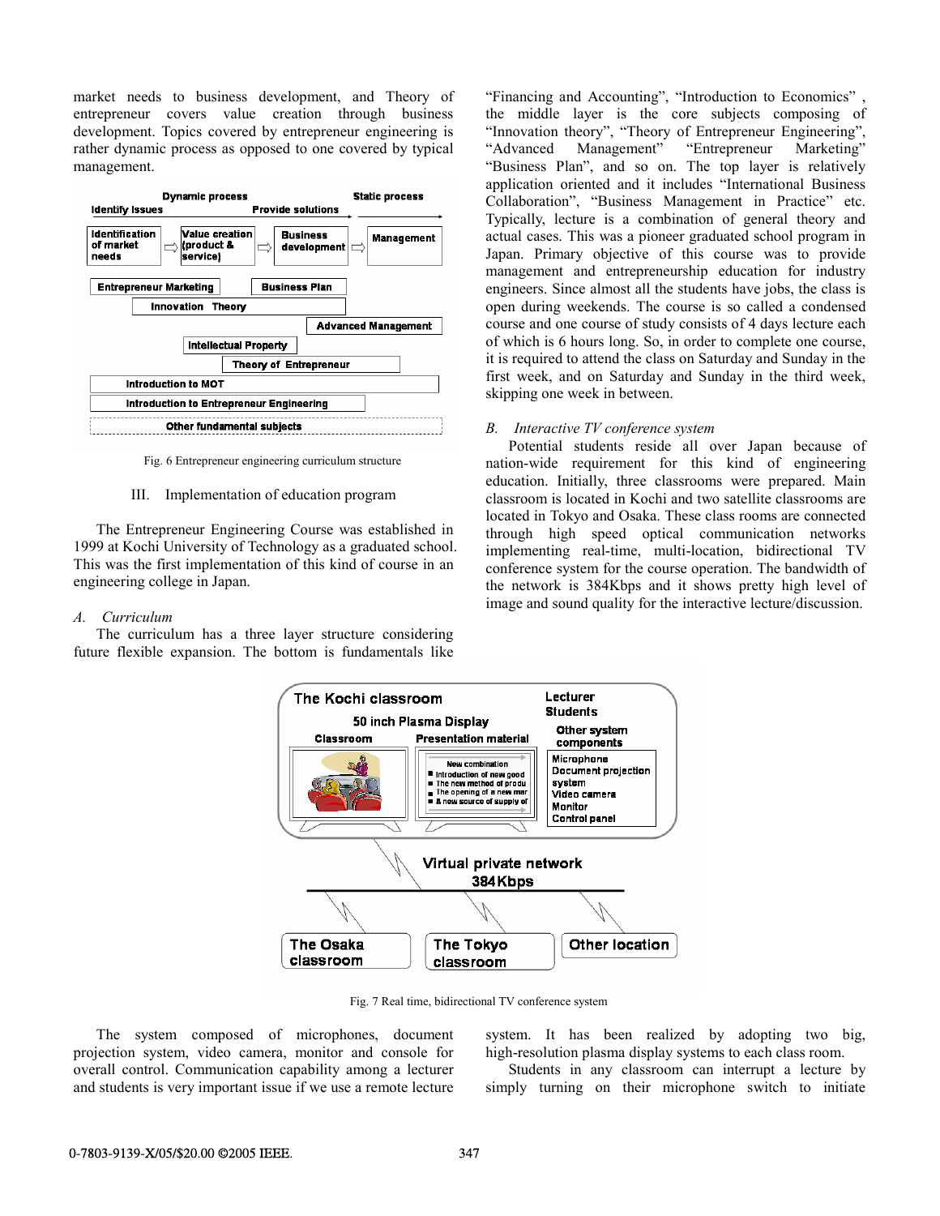market needs to business development, and Theory of entrepreneur covers value creation through business development. Topics covered by entrepreneur engineering is rather dynamic process as opposed to one covered by typical management.

Fig. 6 Entrepreneur engineering curriculum structure

## III. Implementation of education program

The Entrepreneur Engineering Course was established in 1999 at Kochi University of Technology as a graduated school. This was the first implementation of this kind of course in an engineering college in Japan.

### A. Curriculum

The curriculum has a three layer structure considering future flexible expansion. The bottom is fundamentals like "Financing and Accounting", "Introduction to Economics" , the middle layer is the core subjects composing of "Innovation theory", "Theory of Entrepreneur Engineering", "Advanced Management" "Entrepreneur Marketing" "Business Plan", and so on. The top layer is relatively application oriented and it includes "International Business Collaboration", "Business Management in Practice" etc. Typically, lecture is a combination of general theory and actual cases. This was a pioneer graduated school program in Japan. Primary objective of this course was to provide management and entrepreneurship education for industry engineers. Since almost all the students have jobs, the class is open during weekends. The course is so called a condensed course and one course of study consists of 4 days lecture each of which is 6 hours long. So, in order to complete one course, it is required to attend the class on Saturday and Sunday in the first week, and on Saturday and Sunday in the third week, skipping one week in between.

### B. Interactive TV conference system

Potential students reside all over Japan because of nation-wide requirement for this kind of engineering education. Initially, three classrooms were prepared. Main classroom is located in Kochi and two satellite classrooms are located in Tokyo and Osaka. These class rooms are connected through high speed optical communication networks implementing real-time, multi-location, bidirectional TV conference system for the course operation. The bandwidth of the network is 384Kbps and it shows pretty high level of image and sound quality for the interactive lecture/discussion.

Fig. 7 Real time, bidirectional TV conference system

The system composed of microphones, document projection system, video camera, monitor and console for overall control. Communication capability among a lecturer and students is very important issue if we use a remote lecture system. It has been realized by adopting two big, high-resolution plasma display systems to each class room.

Students in any classroom can interrupt a lecture by simply turning on their microphone switch to initiate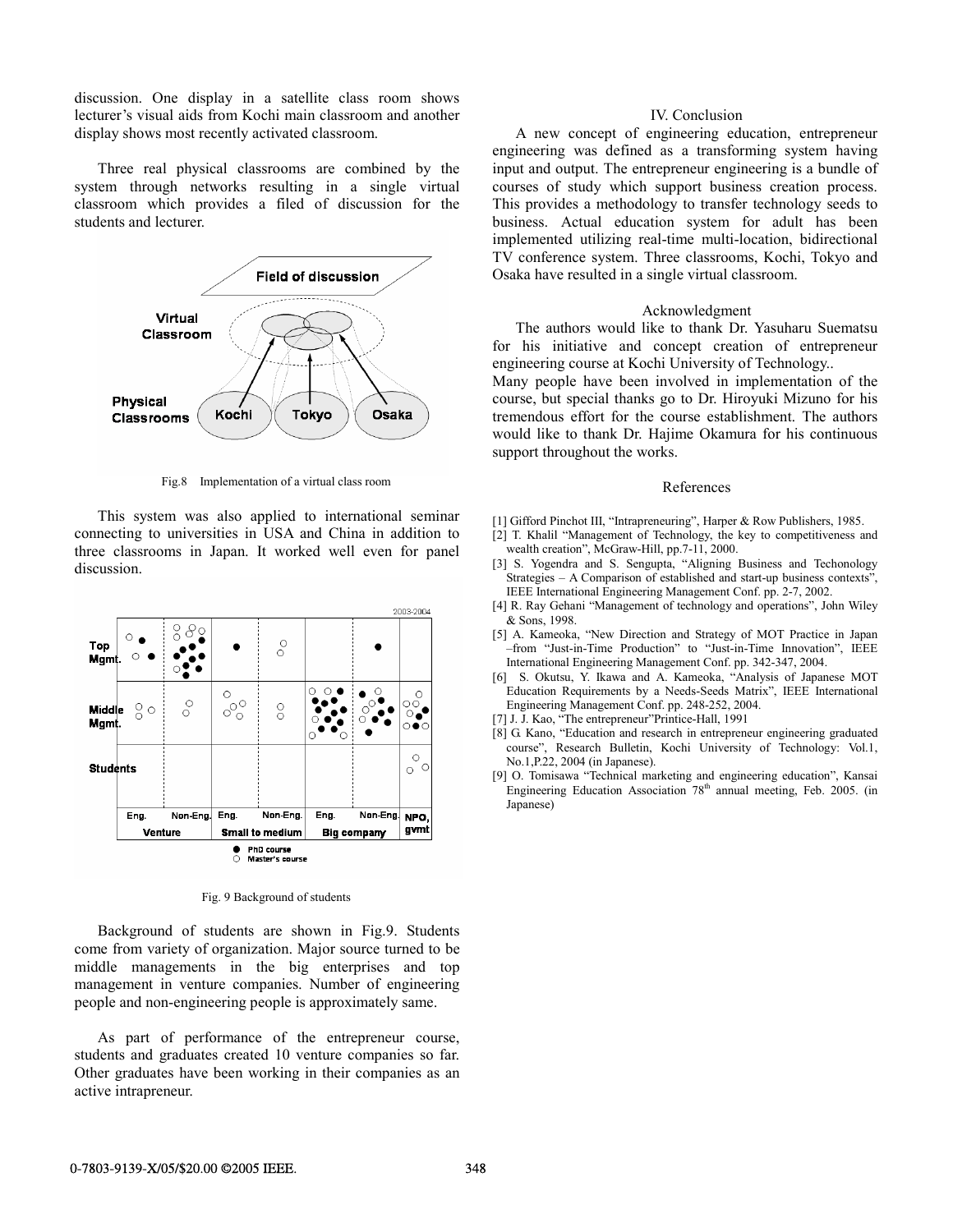discussion. One display in a satellite class room shows lecturer's visual aids from Kochi main classroom and another display shows most recently activated classroom.

Three real physical classrooms are combined by the system through networks resulting in a single virtual classroom which provides a filed of discussion for the students and lecturer.

Field of discussion

Virtual Classroom

Physical Classrooms

Kochi

Tokyo

Osaka

Fig.8 Implementation of a virtual class room

This system was also applied to international seminar connecting to universities in USA and China in addition to three classrooms in Japan. It worked well even for panel discussion.

2003-2004

Top Mgmt.

Middle Mgmt.

Students

Eng.

Non-Eng.

Eng.

Non-Eng.

Eng.

Non-Eng.

NPO, gvmt

Venture

Small to medium

Big company

● PhD course

○ Master's course

Fig. 9 Background of students

Background of students are shown in Fig.9. Students come from variety of organization. Major source turned to be middle managements in the big enterprises and top management in venture companies. Number of engineering people and non-engineering people is approximately same.

As part of performance of the entrepreneur course, students and graduates created 10 venture companies so far. Other graduates have been working in their companies as an active intrapreneur.

## IV. Conclusion

A new concept of engineering education, entrepreneur engineering was defined as a transforming system having input and output. The entrepreneur engineering is a bundle of courses of study which support business creation process. This provides a methodology to transfer technology seeds to business. Actual education system for adult has been implemented utilizing real-time multi-location, bidirectional TV conference system. Three classrooms, Kochi, Tokyo and Osaka have resulted in a single virtual classroom.

## Acknowledgment

The authors would like to thank Dr. Yasuharu Suematsu for his initiative and concept creation of entrepreneur engineering course at Kochi University of Technology..

Many people have been involved in implementation of the course, but special thanks go to Dr. Hiroyuki Mizuno for his tremendous effort for the course establishment. The authors would like to thank Dr. Hajime Okamura for his continuous support throughout the works.

## References

[1] Gifford Pinchot III, "Intrapreneuring", Harper & Row Publishers, 1985.

[2] T. Khalil "Management of Technology, the key to competitiveness and wealth creation", McGraw-Hill, pp.7-11, 2000.

[3] S. Yogendra and S. Sengupta, "Aligning Business and Techonology Strategies – A Comparison of established and start-up business contexts", IEEE International Engineering Management Conf. pp. 2-7, 2002.

[4] R. Ray Gehani "Management of technology and operations", John Wiley & Sons, 1998.

[5] A. Kameoka, "New Direction and Strategy of MOT Practice in Japan –from "Just-in-Time Production" to "Just-in-Time Innovation", IEEE International Engineering Management Conf. pp. 342-347, 2004.

[6] S. Okutsu, Y. Ikawa and A. Kameoka, "Analysis of Japanese MOT Education Requirements by a Needs-Seeds Matrix", IEEE International Engineering Management Conf. pp. 248-252, 2004.

[7] J. J. Kao, "The entrepreneur"Printice-Hall, 1991

[8] G. Kano, "Education and research in entrepreneur engineering graduated course", Research Bulletin, Kochi University of Technology: Vol.1, No.1,P.22, 2004 (in Japanese).

[9] O. Tomisawa "Technical marketing and engineering education", Kansai Engineering Education Association 78th annual meeting, Feb. 2005. (in Japanese)